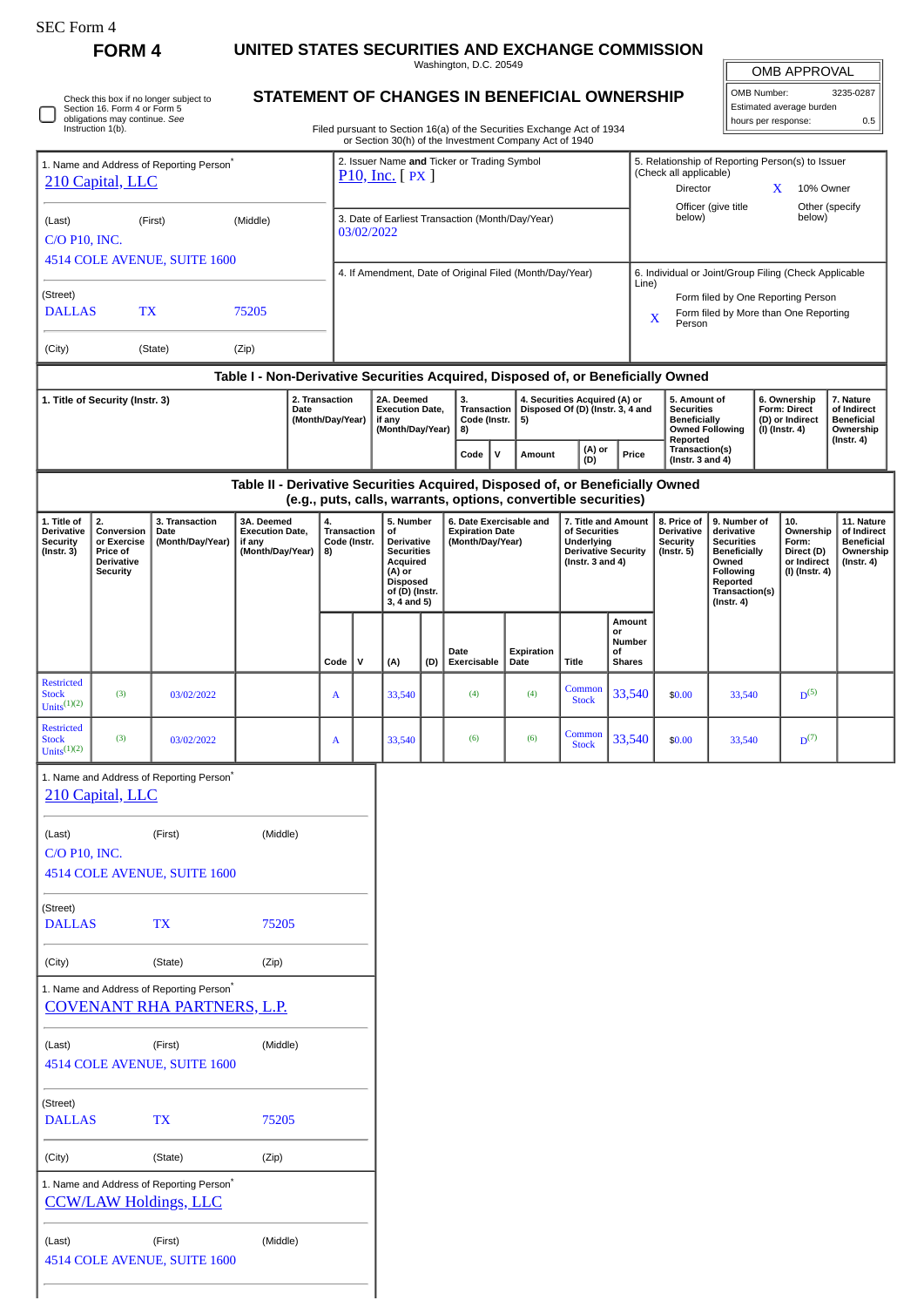SEC Form 4

# FORM 4

## UNITED STATES SECURITIES AND EXCHANGE COMMISSION

Washington, D.C. 20549

## STATEMENT OF CHANGES IN BENEFICIAL OWNERSHIP

Filed pursuant to Section 16(a) of the Securities Exchange Act of 1934 or Section 30(h) of the Investment Company Act of 1940

| OMB APPROVAL | |
|---|---|
| OMB Number: | 3235-0287 |
| Estimated average burden | |
| hours per response: | 0.5 |

☐ Check this box if no longer subject to Section 16. Form 4 or Form 5 obligations may continue. *See* Instruction 1(b).

1. Name and Address of Reporting Person*
210 Capital, LLC

(Last) (First) (Middle)
C/O P10, INC.
4514 COLE AVENUE, SUITE 1600

(Street)
DALLAS TX 75205

(City) (State) (Zip)

2. Issuer Name **and** Ticker or Trading Symbol
P10, Inc. [ PX ]

3. Date of Earliest Transaction (Month/Day/Year)
03/02/2022

4. If Amendment, Date of Original Filed (Month/Day/Year)

5. Relationship of Reporting Person(s) to Issuer (Check all applicable)
Director
X 10% Owner
Officer (give title below)
Other (specify below)

6. Individual or Joint/Group Filing (Check Applicable Line)
Form filed by One Reporting Person
X Form filed by More than One Reporting Person

### Table I - Non-Derivative Securities Acquired, Disposed of, or Beneficially Owned

| 1. Title of Security (Instr. 3) | 2. Transaction Date (Month/Day/Year) | 2A. Deemed Execution Date, if any (Month/Day/Year) | 3. Transaction Code (Instr. 8) | | 4. Securities Acquired (A) or Disposed Of (D) (Instr. 3, 4 and 5) | | | 5. Amount of Securities Beneficially Owned Following Reported Transaction(s) (Instr. 3 and 4) | 6. Ownership Form: Direct (D) or Indirect (I) (Instr. 4) | 7. Nature of Indirect Beneficial Ownership (Instr. 4) |
|---|---|---|---|---|---|---|---|---|---|---|
| | | | Code | V | Amount | (A) or (D) | Price | | | |

### Table II - Derivative Securities Acquired, Disposed of, or Beneficially Owned (e.g., puts, calls, warrants, options, convertible securities)

| 1. Title of Derivative Security (Instr. 3) | 2. Conversion or Exercise Price of Derivative Security | 3. Transaction Date (Month/Day/Year) | 3A. Deemed Execution Date, if any (Month/Day/Year) | 4. Transaction Code (Instr. 8) | | 5. Number of Derivative Securities Acquired (A) or Disposed of (D) (Instr. 3, 4 and 5) | | 6. Date Exercisable and Expiration Date (Month/Day/Year) | | 7. Title and Amount of Securities Underlying Derivative Security (Instr. 3 and 4) | | 8. Price of Derivative Security (Instr. 5) | 9. Number of derivative Securities Beneficially Owned Following Reported Transaction(s) (Instr. 4) | 10. Ownership Form: Direct (D) or Indirect (I) (Instr. 4) | 11. Nature of Indirect Beneficial Ownership (Instr. 4) |
|---|---|---|---|---|---|---|---|---|---|---|---|---|---|---|---|
| | | | | Code | V | (A) | (D) | Date Exercisable | Expiration Date | Title | Amount or Number of Shares | | | | |
| Restricted Stock Units(1)(2) | (3) | 03/02/2022 | | A | | 33,540 | | (4) | (4) | Common Stock | 33,540 | $0.00 | 33,540 | D(5) | |
| Restricted Stock Units(1)(2) | (3) | 03/02/2022 | | A | | 33,540 | | (6) | (6) | Common Stock | 33,540 | $0.00 | 33,540 | D(7) | |

1. Name and Address of Reporting Person*
210 Capital, LLC

(Last) (First) (Middle)
C/O P10, INC.
4514 COLE AVENUE, SUITE 1600

(Street)
DALLAS TX 75205

(City) (State) (Zip)

1. Name and Address of Reporting Person*
COVENANT RHA PARTNERS, L.P.

(Last) (First) (Middle)
4514 COLE AVENUE, SUITE 1600

(Street)
DALLAS TX 75205

(City) (State) (Zip)

1. Name and Address of Reporting Person*
CCW/LAW Holdings, LLC

(Last) (First) (Middle)
4514 COLE AVENUE, SUITE 1600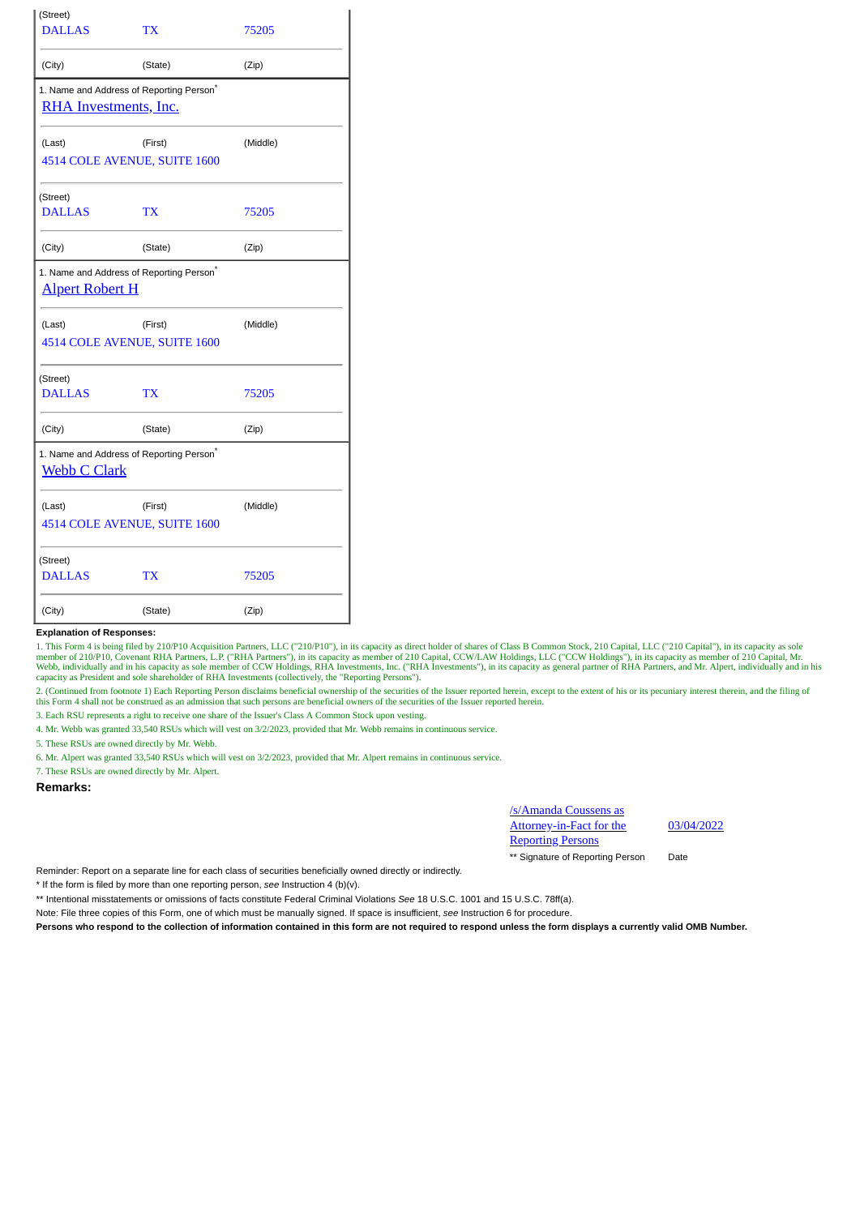(Street)

DALLAS TX 75205

(City) (State) (Zip)

1. Name and Address of Reporting Person*

RHA Investments, Inc.

(Last) (First) (Middle)

4514 COLE AVENUE, SUITE 1600

(Street)

DALLAS TX 75205

(City) (State) (Zip)

1. Name and Address of Reporting Person*

Alpert Robert H

(Last) (First) (Middle)

4514 COLE AVENUE, SUITE 1600

(Street)

DALLAS TX 75205

(City) (State) (Zip)

1. Name and Address of Reporting Person*

Webb C Clark

(Last) (First) (Middle)

4514 COLE AVENUE, SUITE 1600

(Street)

DALLAS TX 75205

(City) (State) (Zip)

**Explanation of Responses:**

1. This Form 4 is being filed by 210/P10 Acquisition Partners, LLC ("210/P10"), in its capacity as direct holder of shares of Class B Common Stock, 210 Capital, LLC ("210 Capital"), in its capacity as sole member of 210/P10, Covenant RHA Partners, L.P. ("RHA Partners"), in its capacity as member of 210 Capital, CCW/LAW Holdings, LLC ("CCW Holdings"), in its capacity as member of 210 Capital, Mr. Webb, individually and in his capacity as sole member of CCW Holdings, RHA Investments, Inc. ("RHA Investments"), in its capacity as general partner of RHA Partners, and Mr. Alpert, individually and in his capacity as President and sole shareholder of RHA Investments (collectively, the "Reporting Persons").

2. (Continued from footnote 1) Each Reporting Person disclaims beneficial ownership of the securities of the Issuer reported herein, except to the extent of his or its pecuniary interest therein, and the filing of this Form 4 shall not be construed as an admission that such persons are beneficial owners of the securities of the Issuer reported herein.

3. Each RSU represents a right to receive one share of the Issuer's Class A Common Stock upon vesting.

4. Mr. Webb was granted 33,540 RSUs which will vest on 3/2/2023, provided that Mr. Webb remains in continuous service.

5. These RSUs are owned directly by Mr. Webb.

6. Mr. Alpert was granted 33,540 RSUs which will vest on 3/2/2023, provided that Mr. Alpert remains in continuous service.

7. These RSUs are owned directly by Mr. Alpert.

**Remarks:**

| | |
|---|---|
| /s/Amanda Coussens as Attorney-in-Fact for the Reporting Persons | 03/04/2022 |
| ** Signature of Reporting Person | Date |

Reminder: Report on a separate line for each class of securities beneficially owned directly or indirectly.

* If the form is filed by more than one reporting person, *see* Instruction 4 (b)(v).

** Intentional misstatements or omissions of facts constitute Federal Criminal Violations *See* 18 U.S.C. 1001 and 15 U.S.C. 78ff(a).

Note: File three copies of this Form, one of which must be manually signed. If space is insufficient, *see* Instruction 6 for procedure.

**Persons who respond to the collection of information contained in this form are not required to respond unless the form displays a currently valid OMB Number.**